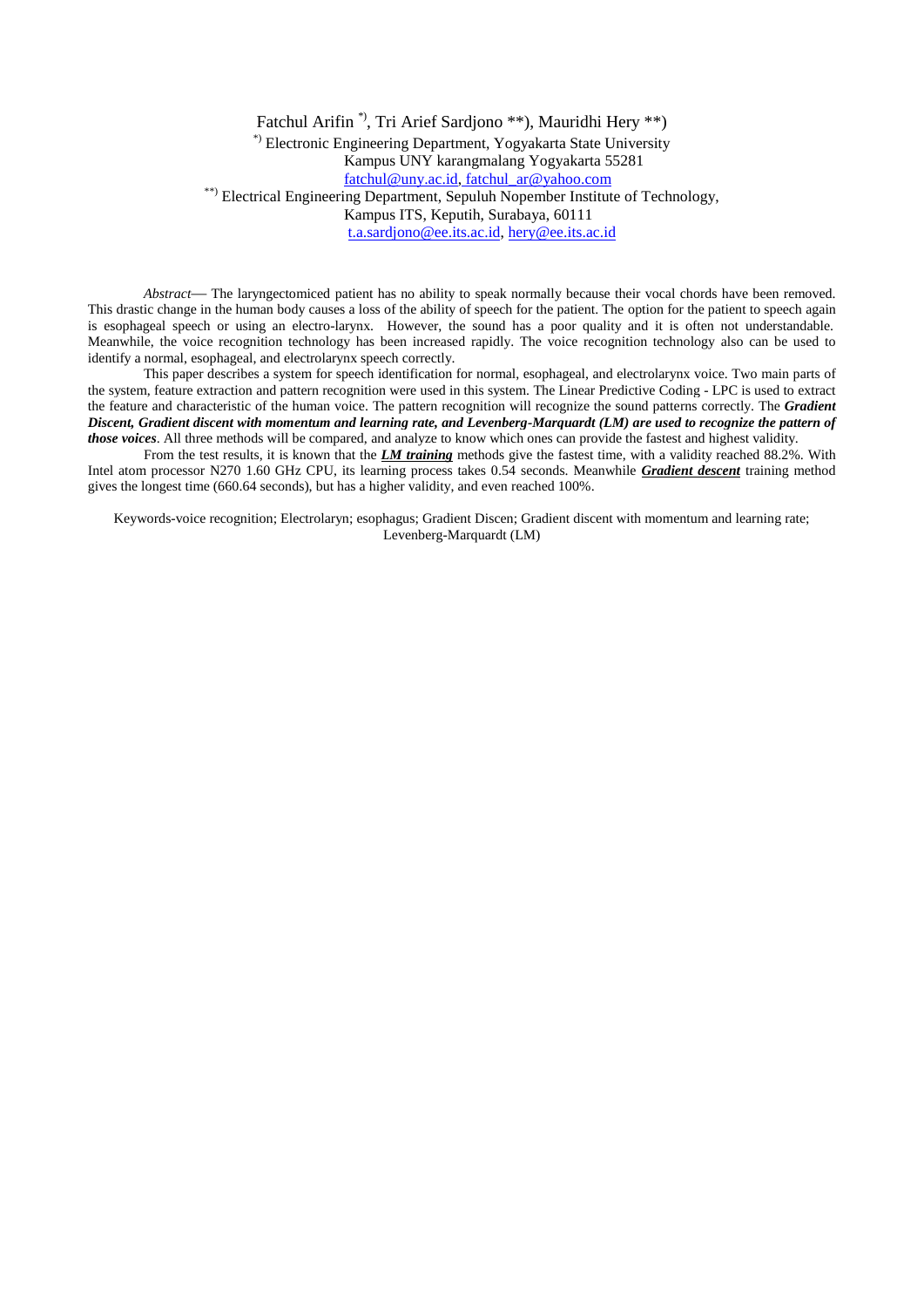Fatchul Arifin [*)], Tri Arief Sardjono **), Mauridhi Hery **)

[*)] Electronic Engineering Department, Yogyakarta State University
Kampus UNY karangmalang Yogyakarta 55281
fatchul@uny.ac.id, fatchul_ar@yahoo.com

[**)] Electrical Engineering Department, Sepuluh Nopember Institute of Technology,
Kampus ITS, Keputih, Surabaya, 60111
t.a.sardjono@ee.its.ac.id, hery@ee.its.ac.id

*Abstract*— The laryngectomiced patient has no ability to speak normally because their vocal chords have been removed. This drastic change in the human body causes a loss of the ability of speech for the patient. The option for the patient to speech again is esophageal speech or using an electro-larynx. However, the sound has a poor quality and it is often not understandable. Meanwhile, the voice recognition technology has been increased rapidly. The voice recognition technology also can be used to identify a normal, esophageal, and electrolarynx speech correctly.

This paper describes a system for speech identification for normal, esophageal, and electrolarynx voice. Two main parts of the system, feature extraction and pattern recognition were used in this system. The Linear Predictive Coding - LPC is used to extract the feature and characteristic of the human voice. The pattern recognition will recognize the sound patterns correctly. The ***Gradient Discent, Gradient discent with momentum and learning rate, and Levenberg-Marquardt (LM) are used to recognize the pattern of those voices***. All three methods will be compared, and analyze to know which ones can provide the fastest and highest validity.

From the test results, it is known that the ***LM training*** methods give the fastest time, with a validity reached 88.2%. With Intel atom processor N270 1.60 GHz CPU, its learning process takes 0.54 seconds. Meanwhile ***Gradient descent*** training method gives the longest time (660.64 seconds), but has a higher validity, and even reached 100%.

Keywords-voice recognition; Electrolaryn; esophagus; Gradient Discen; Gradient discent with momentum and learning rate; Levenberg-Marquardt (LM)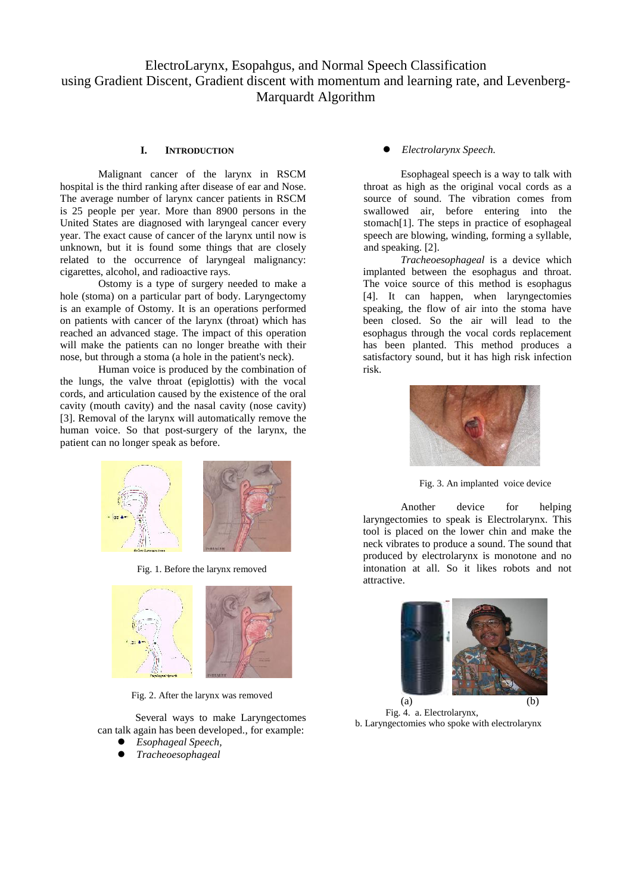# ElectroLarynx, Esopahgus, and Normal Speech Classification using Gradient Discent, Gradient discent with momentum and learning rate, and Levenberg-Marquardt Algorithm

## I. Introduction

Malignant cancer of the larynx in RSCM hospital is the third ranking after disease of ear and Nose. The average number of larynx cancer patients in RSCM is 25 people per year. More than 8900 persons in the United States are diagnosed with laryngeal cancer every year. The exact cause of cancer of the larynx until now is unknown, but it is found some things that are closely related to the occurrence of laryngeal malignancy: cigarettes, alcohol, and radioactive rays.

Ostomy is a type of surgery needed to make a hole (stoma) on a particular part of body. Laryngectomy is an example of Ostomy. It is an operations performed on patients with cancer of the larynx (throat) which has reached an advanced stage. The impact of this operation will make the patients can no longer breathe with their nose, but through a stoma (a hole in the patient's neck).

Human voice is produced by the combination of the lungs, the valve throat (epiglottis) with the vocal cords, and articulation caused by the existence of the oral cavity (mouth cavity) and the nasal cavity (nose cavity) [3]. Removal of the larynx will automatically remove the human voice. So that post-surgery of the larynx, the patient can no longer speak as before.

Fig. 1. Before the larynx removed

Fig. 2. After the larynx was removed

Several ways to make Laryngectomes can talk again has been developed., for example:

- *Esophageal Speech,*
- *Tracheoesophageal*
- *Electrolarynx Speech.*

Esophageal speech is a way to talk with throat as high as the original vocal cords as a source of sound. The vibration comes from swallowed air, before entering into the stomach[1]. The steps in practice of esophageal speech are blowing, winding, forming a syllable, and speaking. [2].

*Tracheoesophageal* is a device which implanted between the esophagus and throat. The voice source of this method is esophagus [4]. It can happen, when laryngectomies speaking, the flow of air into the stoma have been closed. So the air will lead to the esophagus through the vocal cords replacement has been planted. This method produces a satisfactory sound, but it has high risk infection risk.

Fig. 3. An implanted voice device

Another device for helping laryngectomies to speak is Electrolarynx. This tool is placed on the lower chin and make the neck vibrates to produce a sound. The sound that produced by electrolarynx is monotone and no intonation at all. So it likes robots and not attractive.

(a) (b)

Fig. 4. a. Electrolarynx,
b. Laryngectomies who spoke with electrolarynx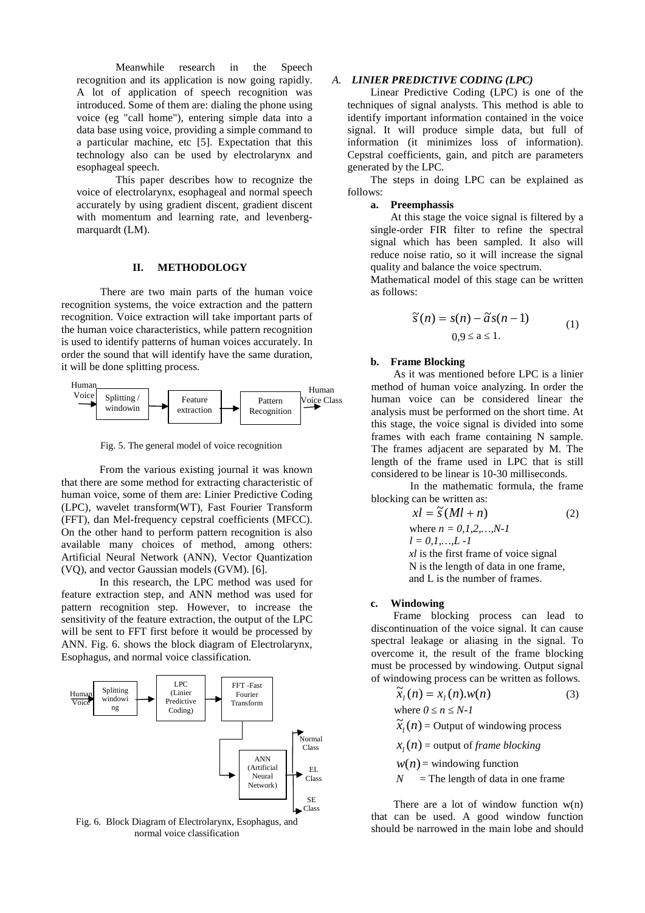Meanwhile research in the Speech recognition and its application is now going rapidly. A lot of application of speech recognition was introduced. Some of them are: dialing the phone using voice (eg "call home"), entering simple data into a data base using voice, providing a simple command to a particular machine, etc [5]. Expectation that this technology also can be used by electrolarynx and esophageal speech.

This paper describes how to recognize the voice of electrolarynx, esophageal and normal speech accurately by using gradient discent, gradient discent with momentum and learning rate, and levenberg-marquardt (LM).

## II. METHODOLOGY

There are two main parts of the human voice recognition systems, the voice extraction and the pattern recognition. Voice extraction will take important parts of the human voice characteristics, while pattern recognition is used to identify patterns of human voices accurately. In order the sound that will identify have the same duration, it will be done splitting process.

Human Voice → Splitting / windowin → Feature extraction → Pattern Recognition → Human Voice Class

Fig. 5. The general model of voice recognition

From the various existing journal it was known that there are some method for extracting characteristic of human voice, some of them are: Linier Predictive Coding (LPC), wavelet transform(WT), Fast Fourier Transform (FFT), dan Mel-frequency cepstral coefficients (MFCC). On the other hand to perform pattern recognition is also available many choices of method, among others: Artificial Neural Network (ANN), Vector Quantization (VQ), and vector Gaussian models (GVM). [6].

In this research, the LPC method was used for feature extraction step, and ANN method was used for pattern recognition step. However, to increase the sensitivity of the feature extraction, the output of the LPC will be sent to FFT first before it would be processed by ANN. Fig. 6. shows the block diagram of Electrolarynx, Esophagus, and normal voice classification.

Human Voice → Splitting windowi ng → LPC (Linier Predictive Coding) → FFT -Fast Fourier Transform → ANN (Artificial Neural Network) → Normal Class / EL Class / SE Class

Fig. 6. Block Diagram of Electrolarynx, Esophagus, and normal voice classification

### *A. LINIER PREDICTIVE CODING (LPC)*

Linear Predictive Coding (LPC) is one of the techniques of signal analysts. This method is able to identify important information contained in the voice signal. It will produce simple data, but full of information (it minimizes loss of information). Cepstral coefficients, gain, and pitch are parameters generated by the LPC.

The steps in doing LPC can be explained as follows:

**a. Preemphassis**

At this stage the voice signal is filtered by a single-order FIR filter to refine the spectral signal which has been sampled. It also will reduce noise ratio, so it will increase the signal quality and balance the voice spectrum.

Mathematical model of this stage can be written as follows:

$$\tilde{s}(n) = s(n) - \tilde{a}s(n-1) \tag{1}$$

$$0{,}9 \leq a \leq 1.$$

**b. Frame Blocking**

As it was mentioned before LPC is a linier method of human voice analyzing. In order the human voice can be considered linear the analysis must be performed on the short time. At this stage, the voice signal is divided into some frames with each frame containing N sample. The frames adjacent are separated by M. The length of the frame used in LPC that is still considered to be linear is 10-30 milliseconds.

In the mathematic formula, the frame blocking can be written as:

$$xl = \tilde{s}(Ml + n) \tag{2}$$

where $n = 0,1,2,\ldots,N\text{-}1$

$l = 0,1,\ldots,L\ \text{-}1$

$xl$ is the first frame of voice signal

N is the length of data in one frame,

and L is the number of frames.

**c. Windowing**

Frame blocking process can lead to discontinuation of the voice signal. It can cause spectral leakage or aliasing in the signal. To overcome it, the result of the frame blocking must be processed by windowing. Output signal of windowing process can be written as follows.

$$\tilde{x}_l(n) = x_l(n).w(n) \tag{3}$$

where $0 \leq n \leq N\text{-}1$

$\tilde{x}_l(n)$ = Output of windowing process

$x_l(n)$ = output of *frame blocking*

$w(n)$ = windowing function

$N$ = The length of data in one frame

There are a lot of window function w(n) that can be used. A good window function should be narrowed in the main lobe and should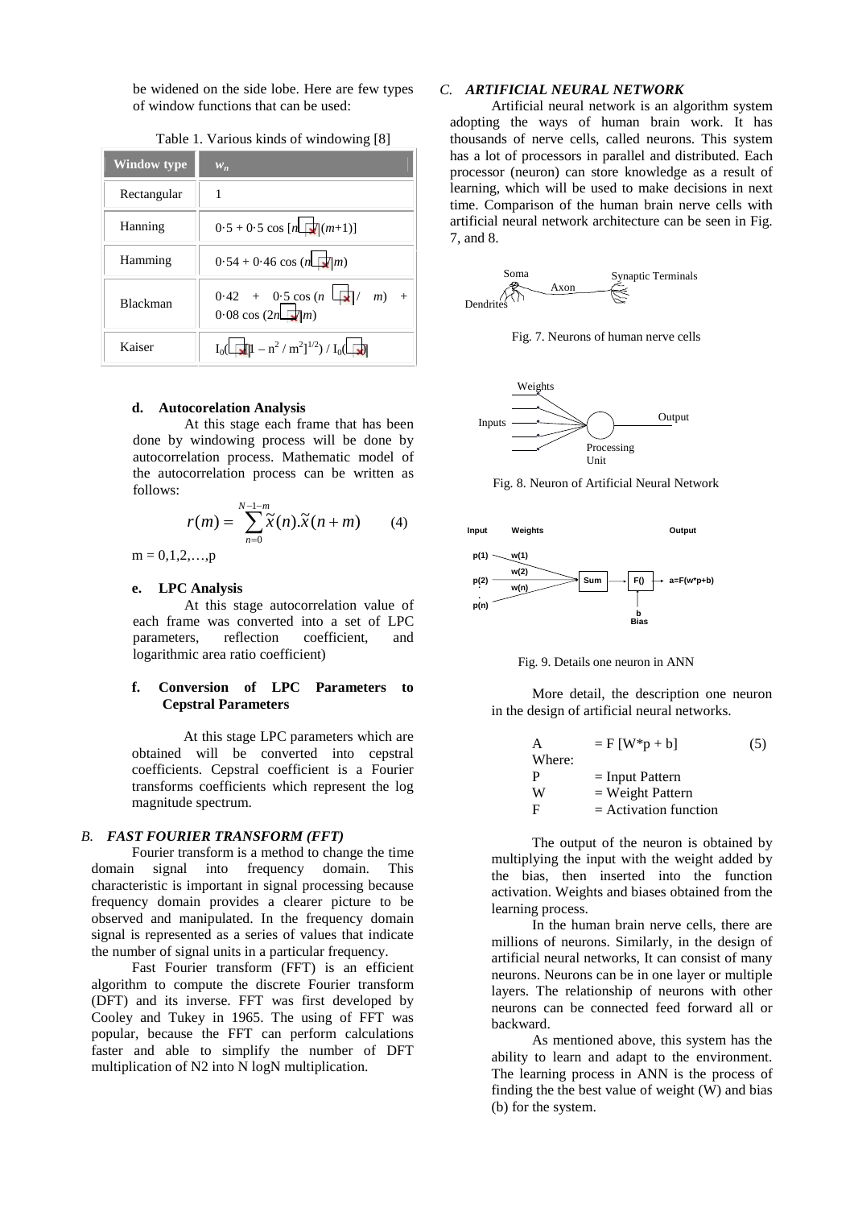be widened on the side lobe. Here are few types of window functions that can be used:

Table 1. Various kinds of windowing [8]

| Window type | $w_n$ |
|---|---|
| Rectangular | 1 |
| Hanning | 0·5 + 0·5 cos [n /(m+1)] |
| Hamming | 0·54 + 0·46 cos (n /m) |
| Blackman | 0·42 + 0·5 cos (n / m) + 0·08 cos (2n /m) |
| Kaiser | $I_0$( [1 – $n^2$ / $m^2$]$^{1/2}$) / $I_0$( ) |

**d. Autocorelation Analysis**

At this stage each frame that has been done by windowing process will be done by autocorrelation process. Mathematic model of the autocorrelation process can be written as follows:

$$r(m) = \sum_{n=0}^{N-1-m} \tilde{x}(n).\tilde{x}(n+m) \qquad (4)$$

m = 0,1,2,…,p

**e. LPC Analysis**

At this stage autocorrelation value of each frame was converted into a set of LPC parameters, reflection coefficient, and logarithmic area ratio coefficient)

**f. Conversion of LPC Parameters to Cepstral Parameters**

At this stage LPC parameters which are obtained will be converted into cepstral coefficients. Cepstral coefficient is a Fourier transforms coefficients which represent the log magnitude spectrum.

### *B. FAST FOURIER TRANSFORM (FFT)*

Fourier transform is a method to change the time domain signal into frequency domain. This characteristic is important in signal processing because frequency domain provides a clearer picture to be observed and manipulated. In the frequency domain signal is represented as a series of values that indicate the number of signal units in a particular frequency.

Fast Fourier transform (FFT) is an efficient algorithm to compute the discrete Fourier transform (DFT) and its inverse. FFT was first developed by Cooley and Tukey in 1965. The using of FFT was popular, because the FFT can perform calculations faster and able to simplify the number of DFT multiplication of N2 into N logN multiplication.

### *C. ARTIFICIAL NEURAL NETWORK*

Artificial neural network is an algorithm system adopting the ways of human brain work. It has thousands of nerve cells, called neurons. This system has a lot of processors in parallel and distributed. Each processor (neuron) can store knowledge as a result of learning, which will be used to make decisions in next time. Comparison of the human brain nerve cells with artificial neural network architecture can be seen in Fig. 7, and 8.

Fig. 7. Neurons of human nerve cells

Fig. 8. Neuron of Artificial Neural Network

Fig. 9. Details one neuron in ANN

More detail, the description one neuron in the design of artificial neural networks.

$$A = F\,[W^*p + b] \qquad (5)$$

Where:
P = Input Pattern
W = Weight Pattern
F = Activation function

The output of the neuron is obtained by multiplying the input with the weight added by the bias, then inserted into the function activation. Weights and biases obtained from the learning process.

In the human brain nerve cells, there are millions of neurons. Similarly, in the design of artificial neural networks, It can consist of many neurons. Neurons can be in one layer or multiple layers. The relationship of neurons with other neurons can be connected feed forward all or backward.

As mentioned above, this system has the ability to learn and adapt to the environment. The learning process in ANN is the process of finding the the best value of weight (W) and bias (b) for the system.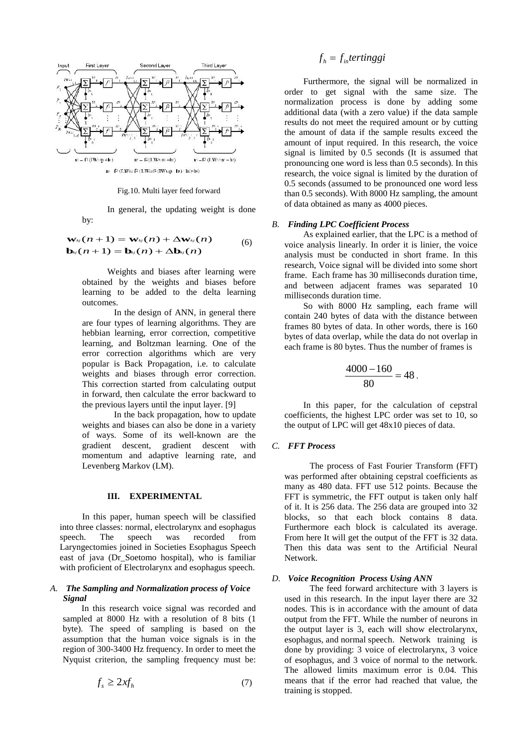Fig.10. Multi layer feed forward

In general, the updating weight is done by:

$$\mathbf{w}_{kj}(n+1) = \mathbf{w}_{kj}(n) + \Delta\mathbf{w}_{kj}(n)$$
$$\mathbf{b}_{kj}(n+1) = \mathbf{b}_{kj}(n) + \Delta\mathbf{b}_{kj}(n) \quad (6)$$

Weights and biases after learning were obtained by the weights and biases before learning to be added to the delta learning outcomes.

In the design of ANN, in general there are four types of learning algorithms. They are hebbian learning, error correction, competitive learning, and Boltzman learning. One of the error correction algorithms which are very popular is Back Propagation, i.e. to calculate weights and biases through error correction. This correction started from calculating output in forward, then calculate the error backward to the previous layers until the input layer. [9]

In the back propagation, how to update weights and biases can also be done in a variety of ways. Some of its well-known are the gradient descent, gradient descent with momentum and adaptive learning rate, and Levenberg Markov (LM).

## III. EXPERIMENTAL

In this paper, human speech will be classified into three classes: normal, electrolarynx and esophagus speech. The speech was recorded from Laryngectomies joined in Societies Esophagus Speech east of java (Dr_Soetomo hospital), who is familiar with proficient of Electrolarynx and esophagus speech.

### A. *The Sampling and Normalization process of Voice Signal*

In this research voice signal was recorded and sampled at 8000 Hz with a resolution of 8 bits (1 byte). The speed of sampling is based on the assumption that the human voice signals is in the region of 300-3400 Hz frequency. In order to meet the Nyquist criterion, the sampling frequency must be:

$$f_s \geq 2xf_h \quad (7)$$

$$f_h = f_{in}\textit{tertinggi}$$

Furthermore, the signal will be normalized in order to get signal with the same size. The normalization process is done by adding some additional data (with a zero value) if the data sample results do not meet the required amount or by cutting the amount of data if the sample results exceed the amount of input required. In this research, the voice signal is limited by 0.5 seconds (It is assumed that pronouncing one word is less than 0.5 seconds). In this research, the voice signal is limited by the duration of 0.5 seconds (assumed to be pronounced one word less than 0.5 seconds). With 8000 Hz sampling, the amount of data obtained as many as 4000 pieces.

### B. *Finding LPC Coefficient Process*

As explained earlier, that the LPC is a method of voice analysis linearly. In order it is linier, the voice analysis must be conducted in short frame. In this research, Voice signal will be divided into some short frame. Each frame has 30 milliseconds duration time, and between adjacent frames was separated 10 milliseconds duration time.

So with 8000 Hz sampling, each frame will contain 240 bytes of data with the distance between frames 80 bytes of data. In other words, there is 160 bytes of data overlap, while the data do not overlap in each frame is 80 bytes. Thus the number of frames is

$$\frac{4000-160}{80} = 48.$$

In this paper, for the calculation of cepstral coefficients, the highest LPC order was set to 10, so the output of LPC will get 48x10 pieces of data.

### C. *FFT Process*

The process of Fast Fourier Transform (FFT) was performed after obtaining cepstral coefficients as many as 480 data. FFT use 512 points. Because the FFT is symmetric, the FFT output is taken only half of it. It is 256 data. The 256 data are grouped into 32 blocks, so that each block contains 8 data. Furthermore each block is calculated its average. From here It will get the output of the FFT is 32 data. Then this data was sent to the Artificial Neural Network.

### D. *Voice Recognition Process Using ANN*

The feed forward architecture with 3 layers is used in this research. In the input layer there are 32 nodes. This is in accordance with the amount of data output from the FFT. While the number of neurons in the output layer is 3, each will show electrolarynx, esophagus, and normal speech. Network training is done by providing: 3 voice of electrolarynx, 3 voice of esophagus, and 3 voice of normal to the network. The allowed limits maximum error is 0.04. This means that if the error had reached that value, the training is stopped.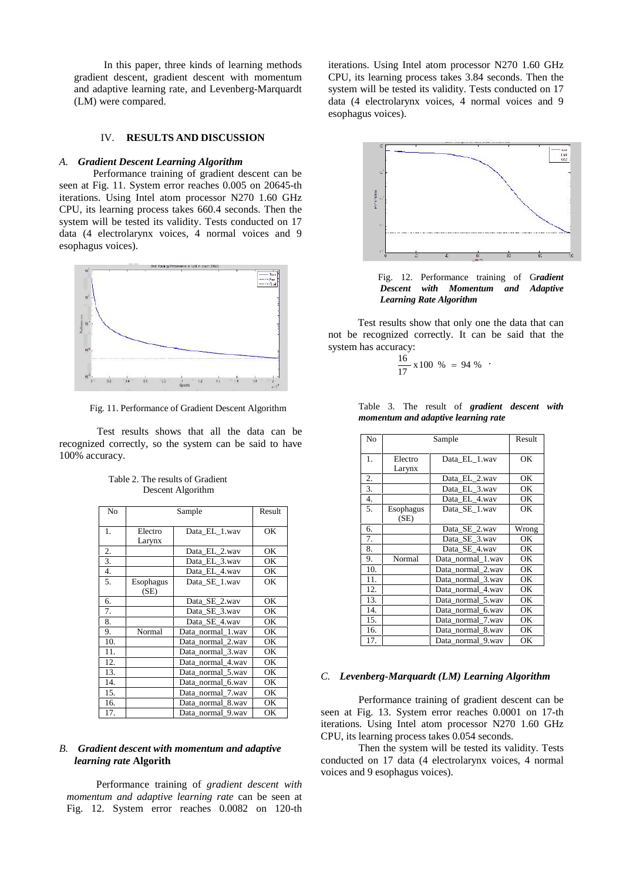In this paper, three kinds of learning methods gradient descent, gradient descent with momentum and adaptive learning rate, and Levenberg-Marquardt (LM) were compared.

## IV. RESULTS AND DISCUSSION

### *A. Gradient Descent Learning Algorithm*

Performance training of gradient descent can be seen at Fig. 11. System error reaches 0.005 on 20645-th iterations. Using Intel atom processor N270 1.60 GHz CPU, its learning process takes 660.4 seconds. Then the system will be tested its validity. Tests conducted on 17 data (4 electrolarynx voices, 4 normal voices and 9 esophagus voices).

Fig. 11. Performance of Gradient Descent Algorithm

Test results shows that all the data can be recognized correctly, so the system can be said to have 100% accuracy.

Table 2. The results of Gradient Descent Algorithm

| No | Sample | | Result |
|---|---|---|---|
| 1. | Electro Larynx | Data_EL_1.wav | OK |
| 2. | | Data_EL_2.wav | OK |
| 3. | | Data_EL_3.wav | OK |
| 4. | | Data_EL_4.wav | OK |
| 5. | Esophagus (SE) | Data_SE_1.wav | OK |
| 6. | | Data_SE_2.wav | OK |
| 7. | | Data_SE_3.wav | OK |
| 8. | | Data_SE_4.wav | OK |
| 9. | Normal | Data_normal_1.wav | OK |
| 10. | | Data_normal_2.wav | OK |
| 11. | | Data_normal_3.wav | OK |
| 12. | | Data_normal_4.wav | OK |
| 13. | | Data_normal_5.wav | OK |
| 14. | | Data_normal_6.wav | OK |
| 15. | | Data_normal_7.wav | OK |
| 16. | | Data_normal_8.wav | OK |
| 17. | | Data_normal_9.wav | OK |

### *B. Gradient descent with momentum and adaptive learning rate* Algorith

Performance training of *gradient descent with momentum and adaptive learning rate* can be seen at Fig. 12. System error reaches 0.0082 on 120-th iterations. Using Intel atom processor N270 1.60 GHz CPU, its learning process takes 3.84 seconds. Then the system will be tested its validity. Tests conducted on 17 data (4 electrolarynx voices, 4 normal voices and 9 esophagus voices).

Fig. 12. Performance training of G***radient Descent with Momentum and Adaptive Learning Rate Algorithm***

Test results show that only one the data that can not be recognized correctly. It can be said that the system has accuracy:

$$\frac{16}{17} \text{x} 100 \ \% \ = \ 94 \ \% \ .$$

Table 3. The result of ***gradient descent with momentum and adaptive learning rate***

| No | Sample | | Result |
|---|---|---|---|
| 1. | Electro Larynx | Data_EL_1.wav | OK |
| 2. | | Data_EL_2.wav | OK |
| 3. | | Data_EL_3.wav | OK |
| 4. | | Data_EL_4.wav | OK |
| 5. | Esophagus (SE) | Data_SE_1.wav | OK |
| 6. | | Data_SE_2.wav | Wrong |
| 7. | | Data_SE_3.wav | OK |
| 8. | | Data_SE_4.wav | OK |
| 9. | Normal | Data_normal_1.wav | OK |
| 10. | | Data_normal_2.wav | OK |
| 11. | | Data_normal_3.wav | OK |
| 12. | | Data_normal_4.wav | OK |
| 13. | | Data_normal_5.wav | OK |
| 14. | | Data_normal_6.wav | OK |
| 15. | | Data_normal_7.wav | OK |
| 16. | | Data_normal_8.wav | OK |
| 17. | | Data_normal_9.wav | OK |

### *C. Levenberg-Marquardt (LM) Learning Algorithm*

Performance training of gradient descent can be seen at Fig. 13. System error reaches 0.0001 on 17-th iterations. Using Intel atom processor N270 1.60 GHz CPU, its learning process takes 0.054 seconds.

Then the system will be tested its validity. Tests conducted on 17 data (4 electrolarynx voices, 4 normal voices and 9 esophagus voices).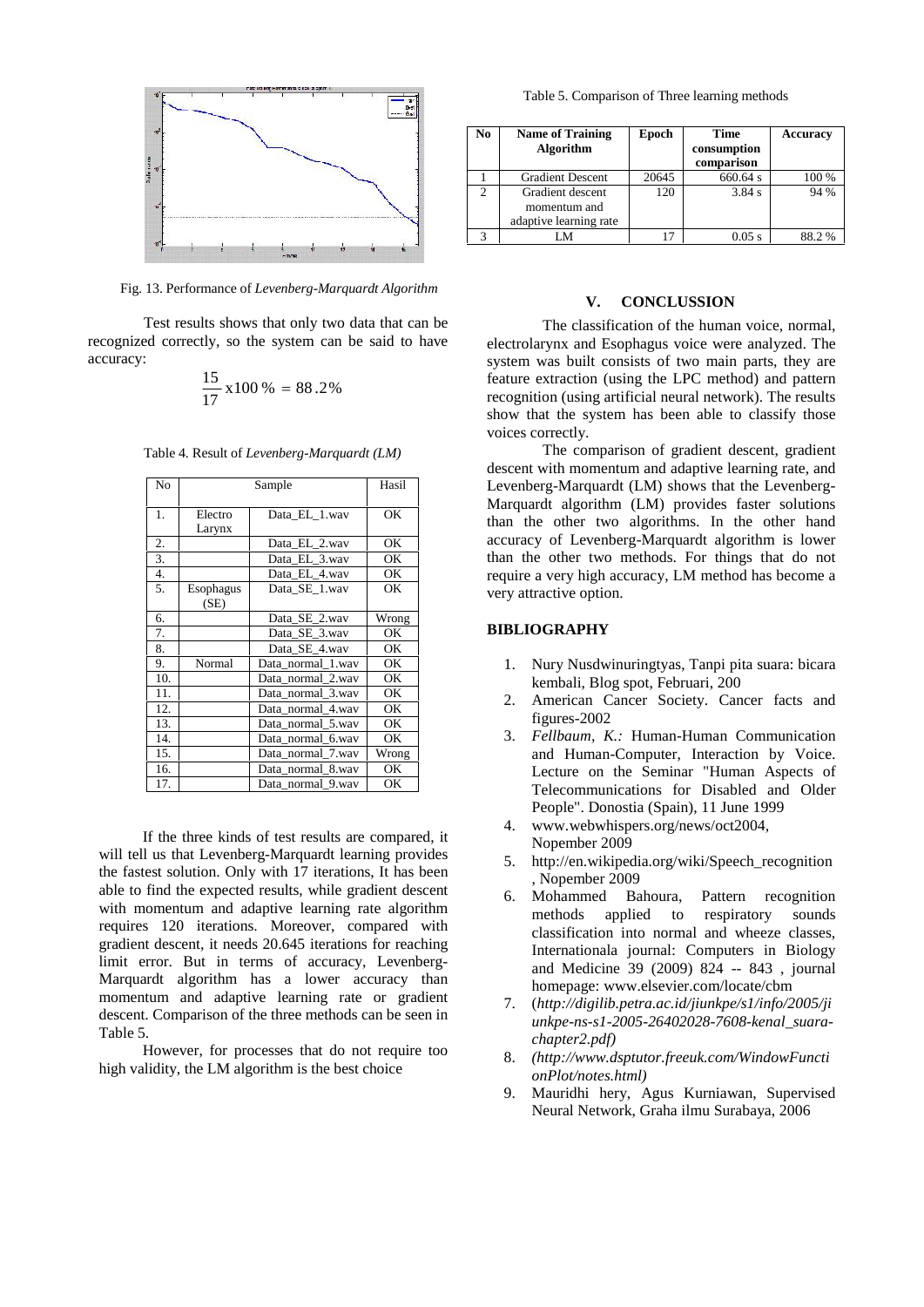Fig. 13. Performance of *Levenberg-Marquardt Algorithm*

Test results shows that only two data that can be recognized correctly, so the system can be said to have accuracy:

$$\frac{15}{17} \text{x} 100\,\% = 88.2\%$$

Table 4. Result of *Levenberg-Marquardt (LM)*

| No | Sample | | Hasil |
|---|---|---|---|
| 1. | Electro Larynx | Data_EL_1.wav | OK |
| 2. | | Data_EL_2.wav | OK |
| 3. | | Data_EL_3.wav | OK |
| 4. | | Data_EL_4.wav | OK |
| 5. | Esophagus (SE) | Data_SE_1.wav | OK |
| 6. | | Data_SE_2.wav | Wrong |
| 7. | | Data_SE_3.wav | OK |
| 8. | | Data_SE_4.wav | OK |
| 9. | Normal | Data_normal_1.wav | OK |
| 10. | | Data_normal_2.wav | OK |
| 11. | | Data_normal_3.wav | OK |
| 12. | | Data_normal_4.wav | OK |
| 13. | | Data_normal_5.wav | OK |
| 14. | | Data_normal_6.wav | OK |
| 15. | | Data_normal_7.wav | Wrong |
| 16. | | Data_normal_8.wav | OK |
| 17. | | Data_normal_9.wav | OK |

If the three kinds of test results are compared, it will tell us that Levenberg-Marquardt learning provides the fastest solution. Only with 17 iterations, It has been able to find the expected results, while gradient descent with momentum and adaptive learning rate algorithm requires 120 iterations. Moreover, compared with gradient descent, it needs 20.645 iterations for reaching limit error. But in terms of accuracy, Levenberg-Marquardt algorithm has a lower accuracy than momentum and adaptive learning rate or gradient descent. Comparison of the three methods can be seen in Table 5.

However, for processes that do not require too high validity, the LM algorithm is the best choice

Table 5. Comparison of Three learning methods

| No | Name of Training Algorithm | Epoch | Time consumption comparison | Accuracy |
|---|---|---|---|---|
| 1 | Gradient Descent | 20645 | 660.64 s | 100 % |
| 2 | Gradient descent momentum and adaptive learning rate | 120 | 3.84 s | 94 % |
| 3 | LM | 17 | 0.05 s | 88.2 % |

## V. CONCLUSSION

The classification of the human voice, normal, electrolarynx and Esophagus voice were analyzed. The system was built consists of two main parts, they are feature extraction (using the LPC method) and pattern recognition (using artificial neural network). The results show that the system has been able to classify those voices correctly.

The comparison of gradient descent, gradient descent with momentum and adaptive learning rate, and Levenberg-Marquardt (LM) shows that the Levenberg-Marquardt algorithm (LM) provides faster solutions than the other two algorithms. In the other hand accuracy of Levenberg-Marquardt algorithm is lower than the other two methods. For things that do not require a very high accuracy, LM method has become a very attractive option.

## BIBLIOGRAPHY

1. Nury Nusdwinuringtyas, Tanpi pita suara: bicara kembali, Blog spot, Februari, 200
2. American Cancer Society. Cancer facts and figures-2002
3. *Fellbaum, K.:* Human-Human Communication and Human-Computer, Interaction by Voice. Lecture on the Seminar "Human Aspects of Telecommunications for Disabled and Older People". Donostia (Spain), 11 June 1999
4. www.webwhispers.org/news/oct2004, Nopember 2009
5. http://en.wikipedia.org/wiki/Speech_recognition , Nopember 2009
6. Mohammed Bahoura, Pattern recognition methods applied to respiratory sounds classification into normal and wheeze classes, Internationala journal: Computers in Biology and Medicine 39 (2009) 824 -- 843 , journal homepage: www.elsevier.com/locate/cbm
7. (*http://digilib.petra.ac.id/jiunkpe/s1/info/2005/jiunkpe-ns-s1-2005-26402028-7608-kenal_suara-chapter2.pdf)*
8. *(http://www.dsptutor.freeuk.com/WindowFunctionPlot/notes.html)*
9. Mauridhi hery, Agus Kurniawan, Supervised Neural Network, Graha ilmu Surabaya, 2006